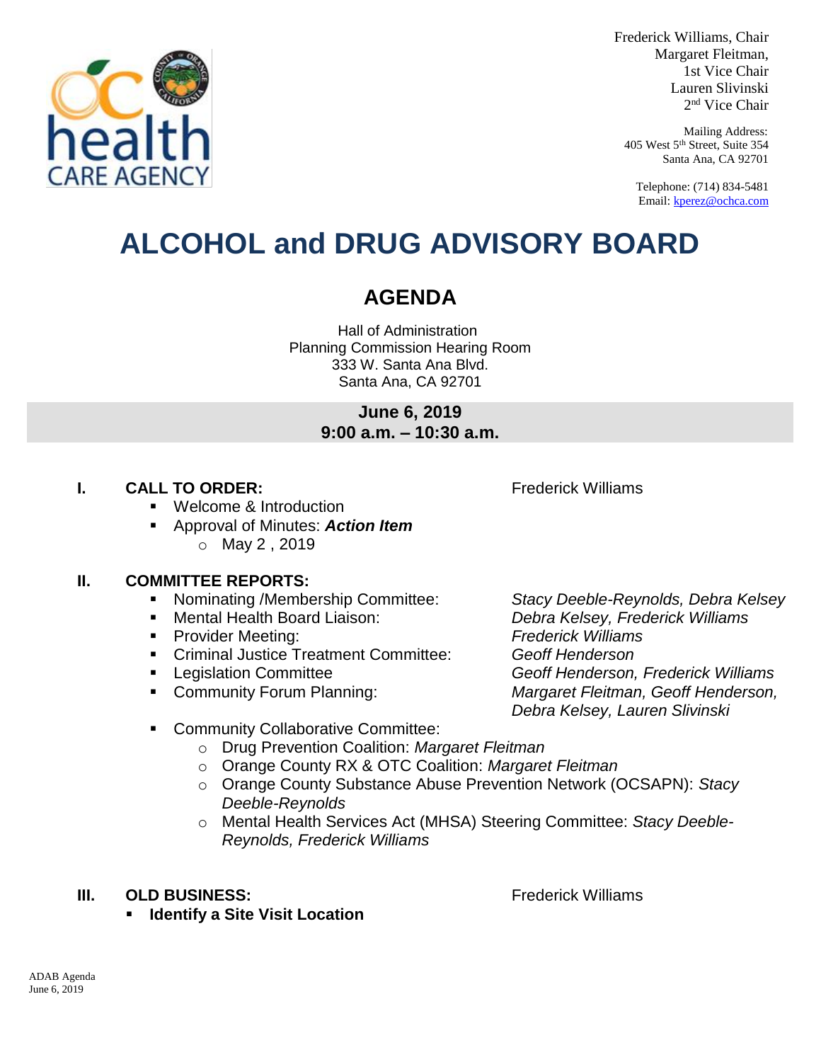Frederick Williams, Chair
Margaret Fleitman,
1st Vice Chair
Lauren Slivinski
2nd Vice Chair

Mailing Address:
405 West 5th Street, Suite 354
Santa Ana, CA 92701

Telephone: (714) 834-5481
Email: kperez@ochca.com

# ALCOHOL and DRUG ADVISORY BOARD

## AGENDA

Hall of Administration
Planning Commission Hearing Room
333 W. Santa Ana Blvd.
Santa Ana, CA 92701

**June 6, 2019**
**9:00 a.m. – 10:30 a.m.**

### I. CALL TO ORDER: Frederick Williams

- Welcome & Introduction
- Approval of Minutes: ***Action Item***
  - May 2 , 2019

### II. COMMITTEE REPORTS:

- Nominating /Membership Committee: *Stacy Deeble-Reynolds, Debra Kelsey*
- Mental Health Board Liaison: *Debra Kelsey, Frederick Williams*
- Provider Meeting: *Frederick Williams*
- Criminal Justice Treatment Committee: *Geoff Henderson*
- Legislation Committee *Geoff Henderson, Frederick Williams*
- Community Forum Planning: *Margaret Fleitman, Geoff Henderson, Debra Kelsey, Lauren Slivinski*
- Community Collaborative Committee:
  - Drug Prevention Coalition: *Margaret Fleitman*
  - Orange County RX & OTC Coalition: *Margaret Fleitman*
  - Orange County Substance Abuse Prevention Network (OCSAPN): *Stacy Deeble-Reynolds*
  - Mental Health Services Act (MHSA) Steering Committee: *Stacy Deeble-Reynolds, Frederick Williams*

### III. OLD BUSINESS: Frederick Williams

- **Identify a Site Visit Location**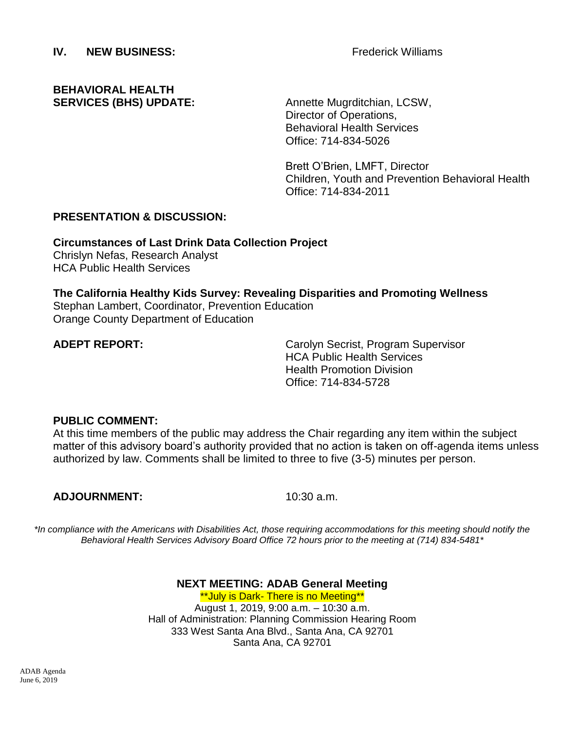**IV. NEW BUSINESS:** Frederick Williams

**BEHAVIORAL HEALTH SERVICES (BHS) UPDATE:**

Annette Mugrditchian, LCSW,
Director of Operations,
Behavioral Health Services
Office: 714-834-5026

Brett O'Brien, LMFT, Director
Children, Youth and Prevention Behavioral Health
Office: 714-834-2011

**PRESENTATION & DISCUSSION:**

**Circumstances of Last Drink Data Collection Project**
Chrislyn Nefas, Research Analyst
HCA Public Health Services

**The California Healthy Kids Survey: Revealing Disparities and Promoting Wellness**
Stephan Lambert, Coordinator, Prevention Education
Orange County Department of Education

**ADEPT REPORT:**

Carolyn Secrist, Program Supervisor
HCA Public Health Services
Health Promotion Division
Office: 714-834-5728

**PUBLIC COMMENT:**
At this time members of the public may address the Chair regarding any item within the subject matter of this advisory board's authority provided that no action is taken on off-agenda items unless authorized by law. Comments shall be limited to three to five (3-5) minutes per person.

**ADJOURNMENT:** 10:30 a.m.

*\*In compliance with the Americans with Disabilities Act, those requiring accommodations for this meeting should notify the Behavioral Health Services Advisory Board Office 72 hours prior to the meeting at (714) 834-5481\**

**NEXT MEETING: ADAB General Meeting**

**July is Dark- There is no Meeting**

August 1, 2019, 9:00 a.m. – 10:30 a.m.
Hall of Administration: Planning Commission Hearing Room
333 West Santa Ana Blvd., Santa Ana, CA 92701
Santa Ana, CA 92701